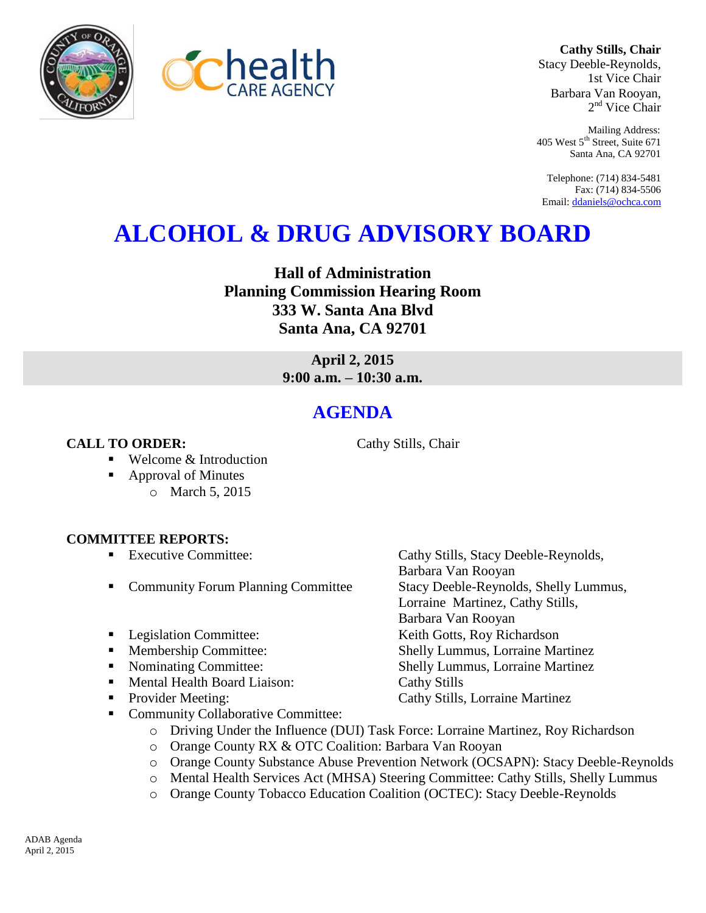**Cathy Stills, Chair**
Stacy Deeble-Reynolds,
1st Vice Chair
Barbara Van Rooyan,
2nd Vice Chair

Mailing Address:
405 West 5th Street, Suite 671
Santa Ana, CA 92701

Telephone: (714) 834-5481
Fax: (714) 834-5506
Email: ddaniels@ochca.com

# ALCOHOL & DRUG ADVISORY BOARD

**Hall of Administration**
**Planning Commission Hearing Room**
**333 W. Santa Ana Blvd**
**Santa Ana, CA 92701**

**April 2, 2015**
**9:00 a.m. – 10:30 a.m.**

## AGENDA

**CALL TO ORDER:** Cathy Stills, Chair

- Welcome & Introduction
- Approval of Minutes
  - March 5, 2015

**COMMITTEE REPORTS:**

- Executive Committee: Cathy Stills, Stacy Deeble-Reynolds, Barbara Van Rooyan
- Community Forum Planning Committee: Stacy Deeble-Reynolds, Shelly Lummus, Lorraine Martinez, Cathy Stills, Barbara Van Rooyan
- Legislation Committee: Keith Gotts, Roy Richardson
- Membership Committee: Shelly Lummus, Lorraine Martinez
- Nominating Committee: Shelly Lummus, Lorraine Martinez
- Mental Health Board Liaison: Cathy Stills
- Provider Meeting: Cathy Stills, Lorraine Martinez
- Community Collaborative Committee:
  - Driving Under the Influence (DUI) Task Force: Lorraine Martinez, Roy Richardson
  - Orange County RX & OTC Coalition: Barbara Van Rooyan
  - Orange County Substance Abuse Prevention Network (OCSAPN): Stacy Deeble-Reynolds
  - Mental Health Services Act (MHSA) Steering Committee: Cathy Stills, Shelly Lummus
  - Orange County Tobacco Education Coalition (OCTEC): Stacy Deeble-Reynolds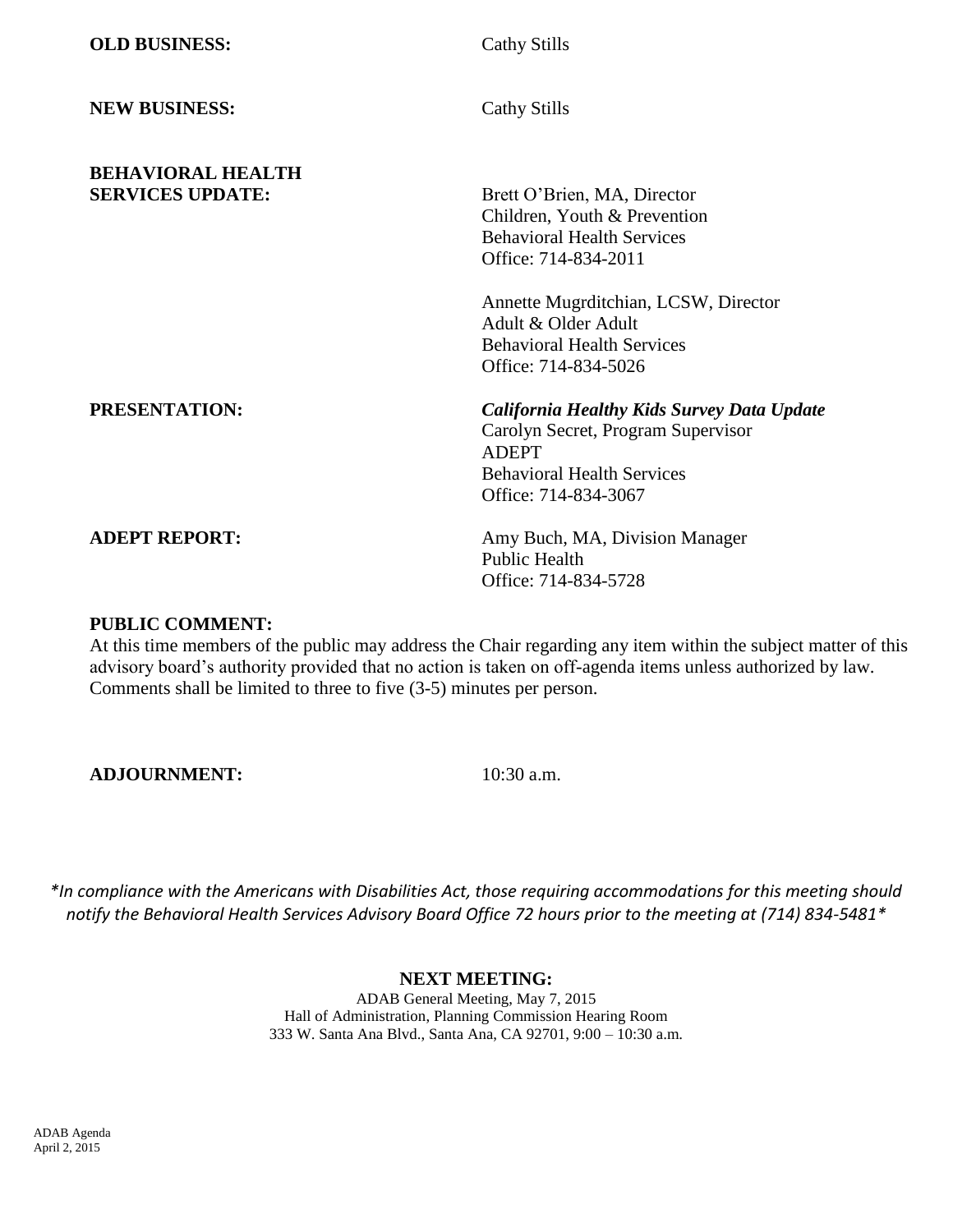**OLD BUSINESS:** Cathy Stills

**NEW BUSINESS:** Cathy Stills

**BEHAVIORAL HEALTH SERVICES UPDATE:**

Brett O'Brien, MA, Director
Children, Youth & Prevention
Behavioral Health Services
Office: 714-834-2011

Annette Mugrditchian, LCSW, Director
Adult & Older Adult
Behavioral Health Services
Office: 714-834-5026

**PRESENTATION:**

***California Healthy Kids Survey Data Update***
Carolyn Secret, Program Supervisor
ADEPT
Behavioral Health Services
Office: 714-834-3067

**ADEPT REPORT:**

Amy Buch, MA, Division Manager
Public Health
Office: 714-834-5728

**PUBLIC COMMENT:**

At this time members of the public may address the Chair regarding any item within the subject matter of this advisory board's authority provided that no action is taken on off-agenda items unless authorized by law. Comments shall be limited to three to five (3-5) minutes per person.

**ADJOURNMENT:** 10:30 a.m.

*\*In compliance with the Americans with Disabilities Act, those requiring accommodations for this meeting should notify the Behavioral Health Services Advisory Board Office 72 hours prior to the meeting at (714) 834-5481\**

**NEXT MEETING:**

ADAB General Meeting, May 7, 2015
Hall of Administration, Planning Commission Hearing Room
333 W. Santa Ana Blvd., Santa Ana, CA 92701, 9:00 – 10:30 a.m.